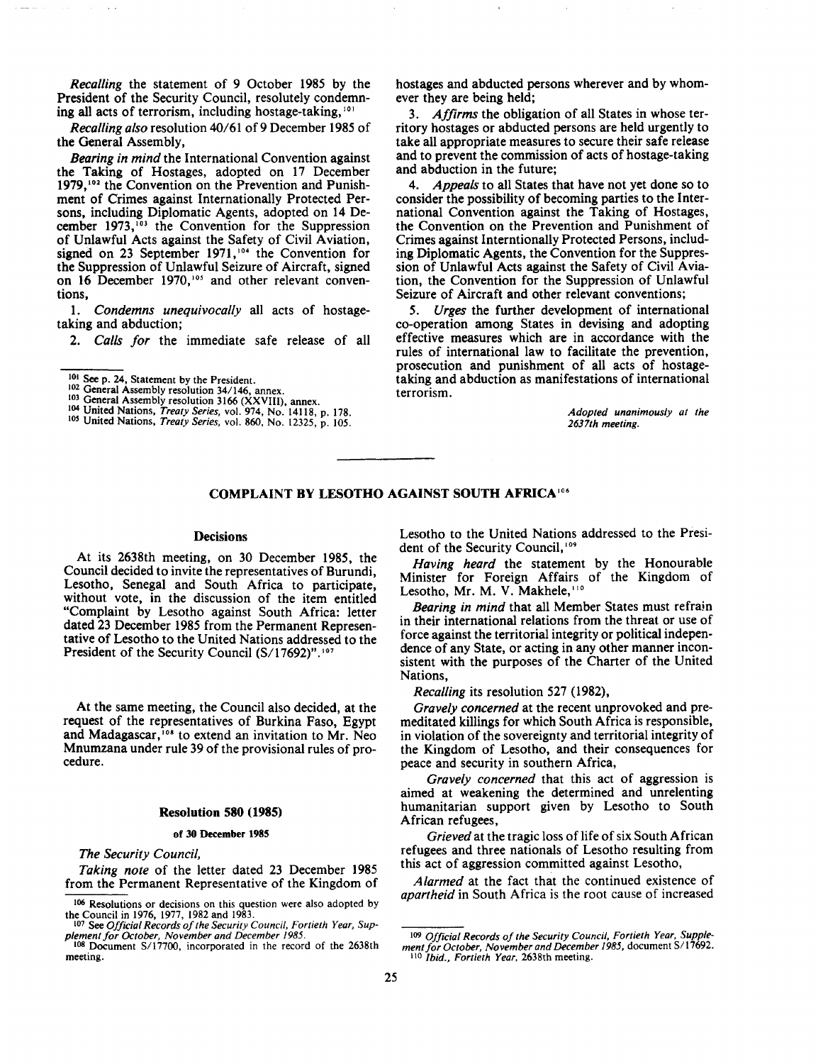*Recalling* the statement of 9 October 1985 by the President of the Security Council, resolutely condemning all acts of terrorism, including hostage-taking,[101]

*Recalling also* resolution 40/61 of 9 December 1985 of the General Assembly,

*Bearing in mind* the International Convention against the Taking of Hostages, adopted on 17 December 1979,[102] the Convention on the Prevention and Punishment of Crimes against Internationally Protected Persons, including Diplomatic Agents, adopted on 14 December 1973,[103] the Convention for the Suppression of Unlawful Acts against the Safety of Civil Aviation, signed on 23 September 1971,[104] the Convention for the Suppression of Unlawful Seizure of Aircraft, signed on 16 December 1970,[105] and other relevant conventions,

1. *Condemns unequivocally* all acts of hostage-taking and abduction;

2. *Calls for* the immediate safe release of all hostages and abducted persons wherever and by whomever they are being held;

3. *Affirms* the obligation of all States in whose territory hostages or abducted persons are held urgently to take all appropriate measures to secure their safe release and to prevent the commission of acts of hostage-taking and abduction in the future;

4. *Appeals* to all States that have not yet done so to consider the possibility of becoming parties to the International Convention against the Taking of Hostages, the Convention on the Prevention and Punishment of Crimes against Interntionally Protected Persons, including Diplomatic Agents, the Convention for the Suppression of Unlawful Acts against the Safety of Civil Aviation, the Convention for the Suppression of Unlawful Seizure of Aircraft and other relevant conventions;

5. *Urges* the further development of international co-operation among States in devising and adopting effective measures which are in accordance with the rules of international law to facilitate the prevention, prosecution and punishment of all acts of hostage-taking and abduction as manifestations of international terrorism.

*Adopted unanimously at the 2637th meeting.*

[101] See p. 24, Statement by the President.
[102] General Assembly resolution 34/146, annex.
[103] General Assembly resolution 3166 (XXVIII), annex.
[104] United Nations, *Treaty Series*, vol. 974, No. 14118, p. 178.
[105] United Nations, *Treaty Series*, vol. 860, No. 12325, p. 105.

## COMPLAINT BY LESOTHO AGAINST SOUTH AFRICA[106]

### Decisions

At its 2638th meeting, on 30 December 1985, the Council decided to invite the representatives of Burundi, Lesotho, Senegal and South Africa to participate, without vote, in the discussion of the item entitled "Complaint by Lesotho against South Africa: letter dated 23 December 1985 from the Permanent Representative of Lesotho to the United Nations addressed to the President of the Security Council (S/17692)".[107]

At the same meeting, the Council also decided, at the request of the representatives of Burkina Faso, Egypt and Madagascar,[108] to extend an invitation to Mr. Neo Mnumzana under rule 39 of the provisional rules of procedure.

### Resolution 580 (1985)

#### of 30 December 1985

*The Security Council,*

*Taking note* of the letter dated 23 December 1985 from the Permanent Representative of the Kingdom of Lesotho to the United Nations addressed to the President of the Security Council,[109]

*Having heard* the statement by the Honourable Minister for Foreign Affairs of the Kingdom of Lesotho, Mr. M. V. Makhele,[110]

*Bearing in mind* that all Member States must refrain in their international relations from the threat or use of force against the territorial integrity or political independence of any State, or acting in any other manner inconsistent with the purposes of the Charter of the United Nations,

*Recalling* its resolution 527 (1982),

*Gravely concerned* at the recent unprovoked and premeditated killings for which South Africa is responsible, in violation of the sovereignty and territorial integrity of the Kingdom of Lesotho, and their consequences for peace and security in southern Africa,

*Gravely concerned* that this act of aggression is aimed at weakening the determined and unrelenting humanitarian support given by Lesotho to South African refugees,

*Grieved* at the tragic loss of life of six South African refugees and three nationals of Lesotho resulting from this act of aggression committed against Lesotho,

*Alarmed* at the fact that the continued existence of *apartheid* in South Africa is the root cause of increased

[106] Resolutions or decisions on this question were also adopted by the Council in 1976, 1977, 1982 and 1983.
[107] See *Official Records of the Security Council, Fortieth Year, Supplement for October, November and December 1985.*
[108] Document S/17700, incorporated in the record of the 2638th meeting.

[109] *Official Records of the Security Council, Fortieth Year, Supplement for October, November and December 1985*, document S/17692.
[110] *Ibid., Fortieth Year*, 2638th meeting.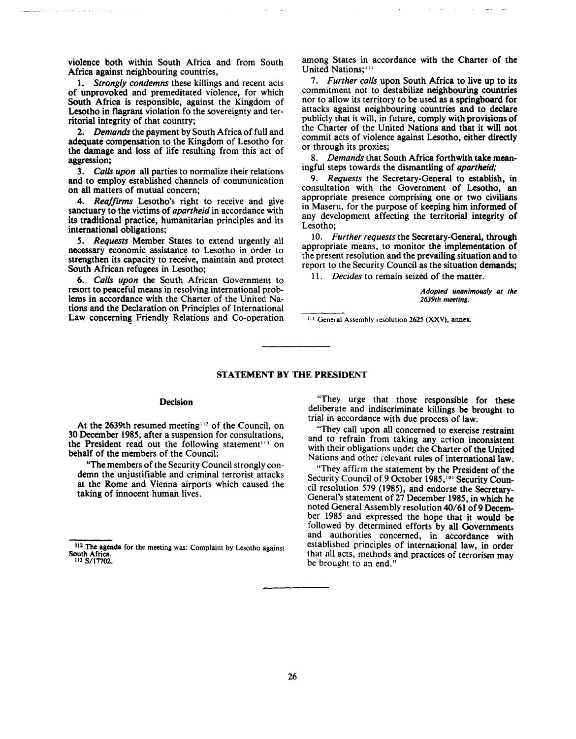violence both within South Africa and from South Africa against neighbouring countries,

1. *Strongly condemns* these killings and recent acts of unprovoked and premeditated violence, for which South Africa is responsible, against the Kingdom of Lesotho in flagrant violation fo the sovereignty and territorial integrity of that country;

2. *Demands* the payment by South Africa of full and adequate compensation to the Kingdom of Lesotho for the damage and loss of life resulting from this act of aggression;

3. *Calls upon* all parties to normalize their relations and to employ established channels of communication on all matters of mutual concern;

4. *Reaffirms* Lesotho's right to receive and give sanctuary to the victims of *apartheid* in accordance with its traditional practice, humanitarian principles and its international obligations;

5. *Requests* Member States to extend urgently all necessary economic assistance to Lesotho in order to strengthen its capacity to receive, maintain and protect South African refugees in Lesotho;

6. *Calls upon* the South African Government to resort to peaceful means in resolving international problems in accordance with the Charter of the United Nations and the Declaration on Principles of International Law concerning Friendly Relations and Co-operation among States in accordance with the Charter of the United Nations;[111]

7. *Further calls* upon South Africa to live up to its commitment not to destabilize neighbouring countries nor to allow its territory to be used as a springboard for attacks against neighbouring countries and to declare publicly that it will, in future, comply with provisions of the Charter of the United Nations and that it will not commit acts of violence against Lesotho, either directly or through its proxies;

8. *Demands* that South Africa forthwith take meaningful steps towards the dismantling of *apartheid;*

9. *Requests* the Secretary-General to establish, in consultation with the Government of Lesotho, an appropriate presence comprising one or two civilians in Maseru, for the purpose of keeping him informed of any development affecting the territorial integrity of Lesotho;

10. *Further requests* the Secretary-General, through appropriate means, to monitor the implementation of the present resolution and the prevailing situation and to report to the Security Council as the situation demands;

11. *Decides* to remain seized of the matter.

*Adopted unanimously at the 2639th meeting.*

[111] General Assembly resolution 2625 (XXV), annex.

## STATEMENT BY THE PRESIDENT

### Decision

At the 2639th resumed meeting[112] of the Council, on 30 December 1985, after a suspension for consultations, the President read out the following statement[113] on behalf of the members of the Council:

"The members of the Security Council strongly condemn the unjustifiable and criminal terrorist attacks at the Rome and Vienna airports which caused the taking of innocent human lives.

"They urge that those responsible for these deliberate and indiscriminate killings be brought to trial in accordance with due process of law.

"They call upon all concerned to exercise restraint and to refrain from taking any action inconsistent with their obligations under the Charter of the United Nations and other relevant rules of international law.

"They affirm the statement by the President of the Security Council of 9 October 1985,[101] Security Council resolution 579 (1985), and endorse the Secretary-General's statement of 27 December 1985, in which he noted General Assembly resolution 40/61 of 9 December 1985 and expressed the hope that it would be followed by determined efforts by all Governments and authorities concerned, in accordance with established principles of international law, in order that all acts, methods and practices of terrorism may be brought to an end."

[112] The agenda for the meeting was: Complaint by Lesotho against South Africa.

[113] S/17702.